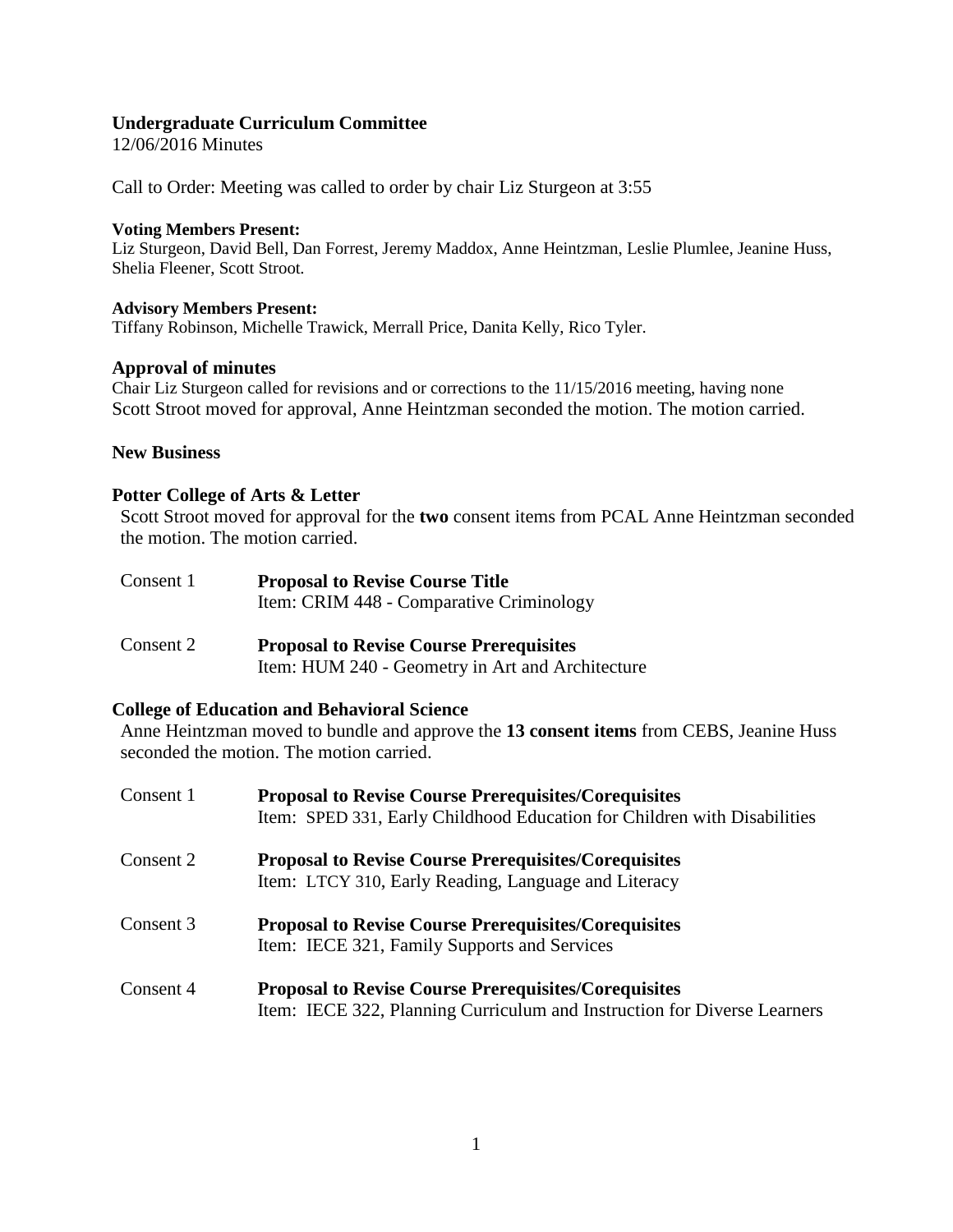**Undergraduate Curriculum Committee**
12/06/2016 Minutes

Call to Order: Meeting was called to order by chair Liz Sturgeon at 3:55

**Voting Members Present:**
Liz Sturgeon, David Bell, Dan Forrest, Jeremy Maddox, Anne Heintzman, Leslie Plumlee, Jeanine Huss, Shelia Fleener, Scott Stroot.

**Advisory Members Present:**
Tiffany Robinson, Michelle Trawick, Merrall Price, Danita Kelly, Rico Tyler.

**Approval of minutes**
Chair Liz Sturgeon called for revisions and or corrections to the 11/15/2016 meeting, having none Scott Stroot moved for approval, Anne Heintzman seconded the motion. The motion carried.

**New Business**

**Potter College of Arts & Letter**
Scott Stroot moved for approval for the **two** consent items from PCAL Anne Heintzman seconded the motion. The motion carried.

Consent 1 **Proposal to Revise Course Title**
Item: CRIM 448 - Comparative Criminology

Consent 2 **Proposal to Revise Course Prerequisites**
Item: HUM 240 - Geometry in Art and Architecture

**College of Education and Behavioral Science**
Anne Heintzman moved to bundle and approve the **13 consent items** from CEBS, Jeanine Huss seconded the motion. The motion carried.

Consent 1 **Proposal to Revise Course Prerequisites/Corequisites**
Item: SPED 331, Early Childhood Education for Children with Disabilities

Consent 2 **Proposal to Revise Course Prerequisites/Corequisites**
Item: LTCY 310, Early Reading, Language and Literacy

Consent 3 **Proposal to Revise Course Prerequisites/Corequisites**
Item: IECE 321, Family Supports and Services

Consent 4 **Proposal to Revise Course Prerequisites/Corequisites**
Item: IECE 322, Planning Curriculum and Instruction for Diverse Learners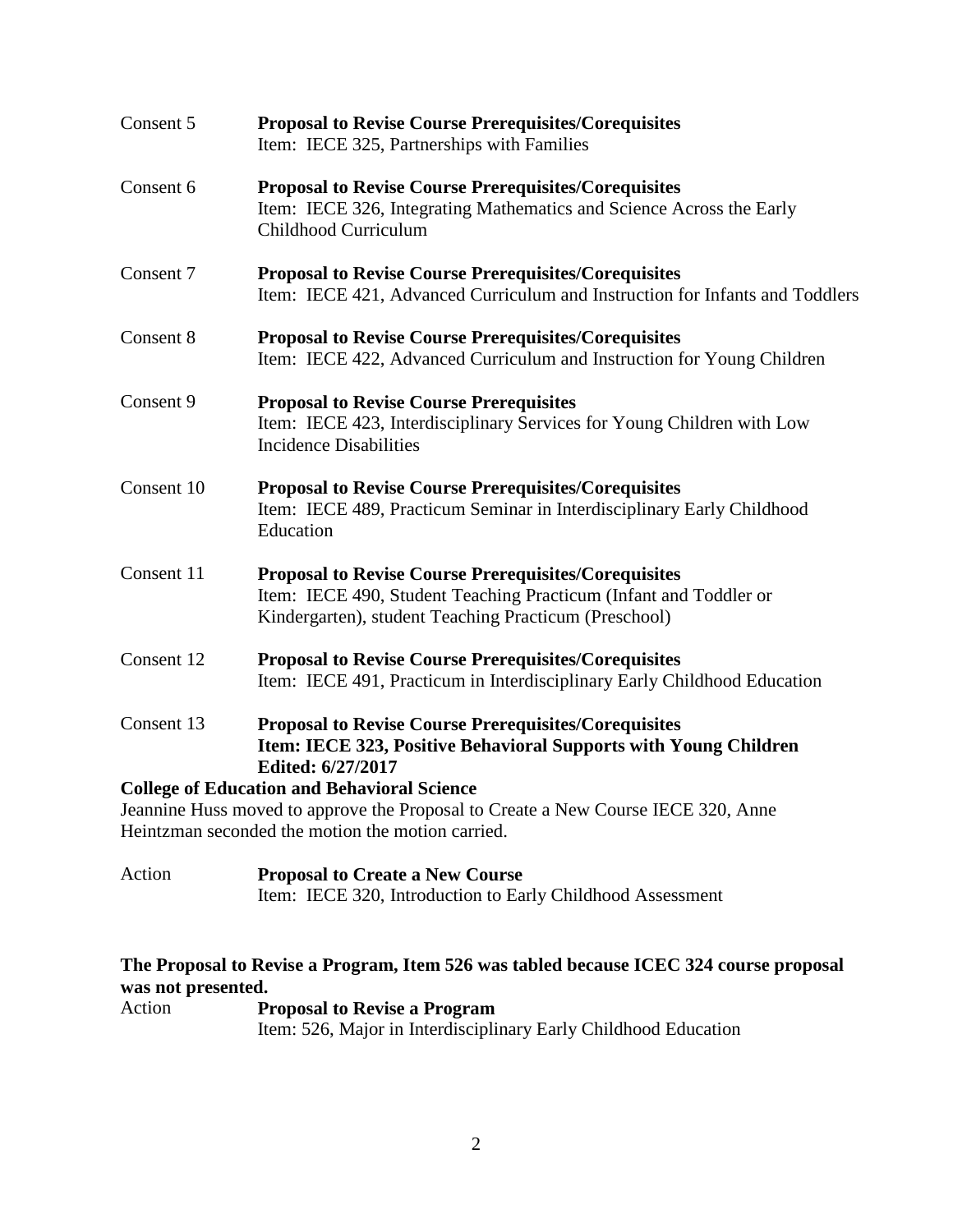Consent 5 **Proposal to Revise Course Prerequisites/Corequisites**
Item: IECE 325, Partnerships with Families

Consent 6 **Proposal to Revise Course Prerequisites/Corequisites**
Item: IECE 326, Integrating Mathematics and Science Across the Early Childhood Curriculum

Consent 7 **Proposal to Revise Course Prerequisites/Corequisites**
Item: IECE 421, Advanced Curriculum and Instruction for Infants and Toddlers

Consent 8 **Proposal to Revise Course Prerequisites/Corequisites**
Item: IECE 422, Advanced Curriculum and Instruction for Young Children

Consent 9 **Proposal to Revise Course Prerequisites**
Item: IECE 423, Interdisciplinary Services for Young Children with Low Incidence Disabilities

Consent 10 **Proposal to Revise Course Prerequisites/Corequisites**
Item: IECE 489, Practicum Seminar in Interdisciplinary Early Childhood Education

Consent 11 **Proposal to Revise Course Prerequisites/Corequisites**
Item: IECE 490, Student Teaching Practicum (Infant and Toddler or Kindergarten), student Teaching Practicum (Preschool)

Consent 12 **Proposal to Revise Course Prerequisites/Corequisites**
Item: IECE 491, Practicum in Interdisciplinary Early Childhood Education

Consent 13 **Proposal to Revise Course Prerequisites/Corequisites**
**Item: IECE 323, Positive Behavioral Supports with Young Children**
**Edited: 6/27/2017**

**College of Education and Behavioral Science**

Jeannine Huss moved to approve the Proposal to Create a New Course IECE 320, Anne Heintzman seconded the motion the motion carried.

Action **Proposal to Create a New Course**
Item: IECE 320, Introduction to Early Childhood Assessment

**The Proposal to Revise a Program, Item 526 was tabled because ICEC 324 course proposal was not presented.**

Action **Proposal to Revise a Program**
Item: 526, Major in Interdisciplinary Early Childhood Education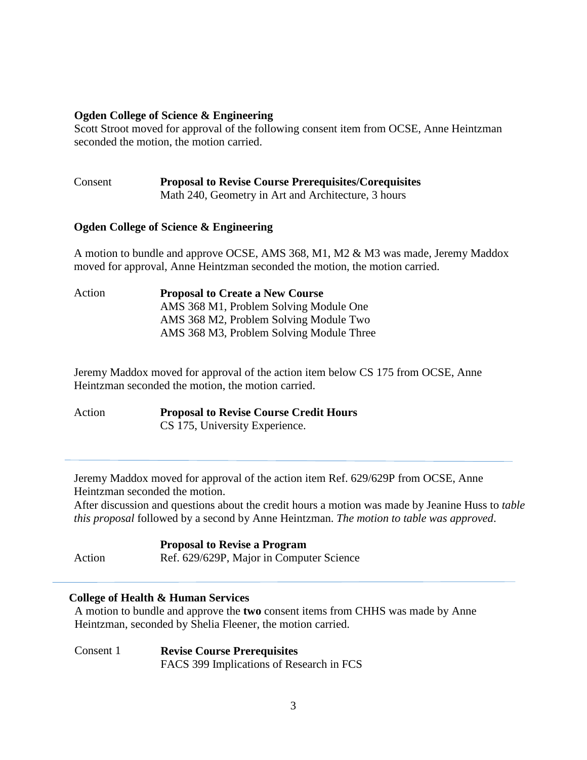**Ogden College of Science & Engineering**

Scott Stroot moved for approval of the following consent item from OCSE, Anne Heintzman seconded the motion, the motion carried.

Consent **Proposal to Revise Course Prerequisites/Corequisites**
Math 240, Geometry in Art and Architecture, 3 hours

**Ogden College of Science & Engineering**

A motion to bundle and approve OCSE, AMS 368, M1, M2 & M3 was made, Jeremy Maddox moved for approval, Anne Heintzman seconded the motion, the motion carried.

Action **Proposal to Create a New Course**
AMS 368 M1, Problem Solving Module One
AMS 368 M2, Problem Solving Module Two
AMS 368 M3, Problem Solving Module Three

Jeremy Maddox moved for approval of the action item below CS 175 from OCSE, Anne Heintzman seconded the motion, the motion carried.

Action **Proposal to Revise Course Credit Hours**
CS 175, University Experience.

---

Jeremy Maddox moved for approval of the action item Ref. 629/629P from OCSE, Anne Heintzman seconded the motion.
After discussion and questions about the credit hours a motion was made by Jeanine Huss to *table this proposal* followed by a second by Anne Heintzman. *The motion to table was approved*.

**Proposal to Revise a Program**
Action Ref. 629/629P, Major in Computer Science

---

**College of Health & Human Services**

A motion to bundle and approve the **two** consent items from CHHS was made by Anne Heintzman, seconded by Shelia Fleener, the motion carried.

Consent 1 **Revise Course Prerequisites**
FACS 399 Implications of Research in FCS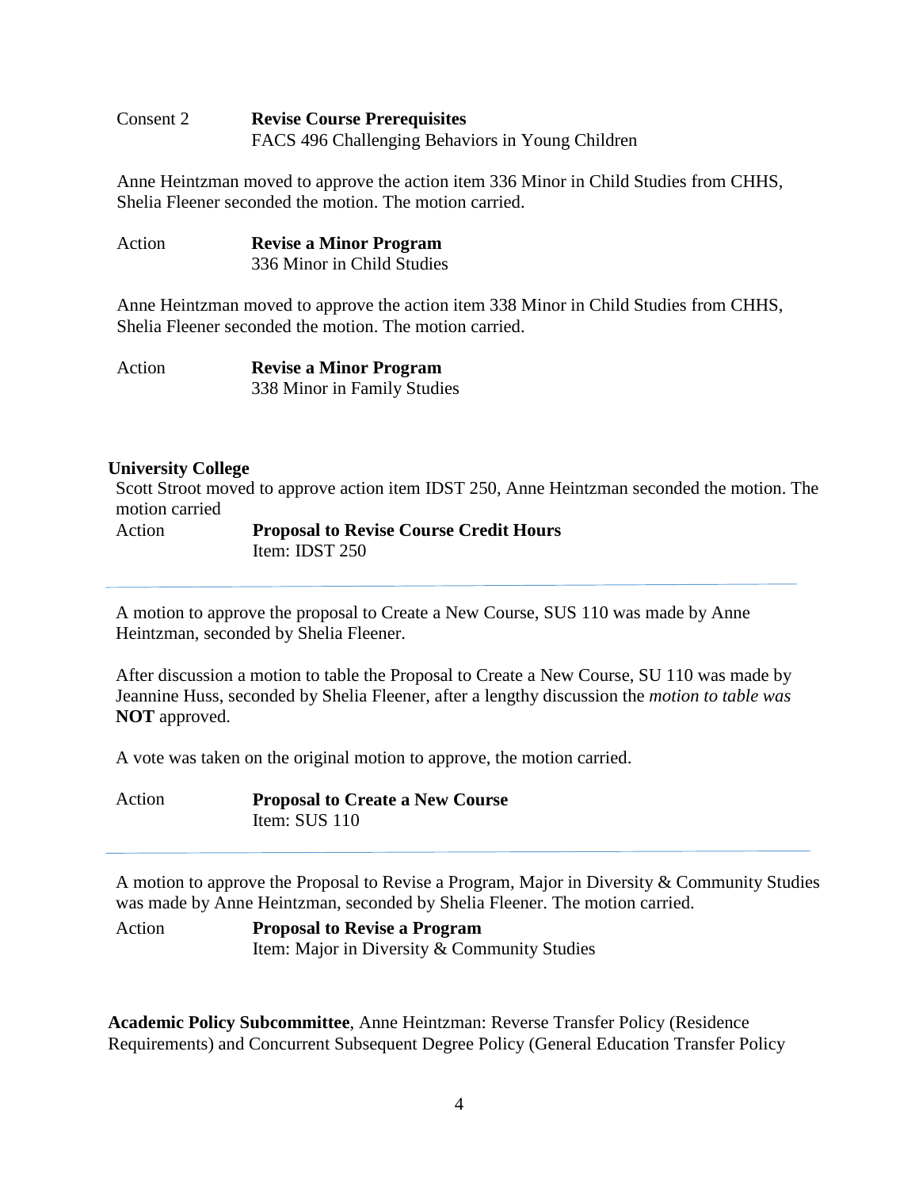Consent 2 **Revise Course Prerequisites**
FACS 496 Challenging Behaviors in Young Children

Anne Heintzman moved to approve the action item 336 Minor in Child Studies from CHHS, Shelia Fleener seconded the motion. The motion carried.

Action **Revise a Minor Program**
336 Minor in Child Studies

Anne Heintzman moved to approve the action item 338 Minor in Child Studies from CHHS, Shelia Fleener seconded the motion. The motion carried.

Action **Revise a Minor Program**
338 Minor in Family Studies

**University College**

Scott Stroot moved to approve action item IDST 250, Anne Heintzman seconded the motion. The motion carried

Action **Proposal to Revise Course Credit Hours**
Item: IDST 250

---

A motion to approve the proposal to Create a New Course, SUS 110 was made by Anne Heintzman, seconded by Shelia Fleener.

After discussion a motion to table the Proposal to Create a New Course, SU 110 was made by Jeannine Huss, seconded by Shelia Fleener, after a lengthy discussion the *motion to table was* **NOT** approved.

A vote was taken on the original motion to approve, the motion carried.

Action **Proposal to Create a New Course**
Item: SUS 110

---

A motion to approve the Proposal to Revise a Program, Major in Diversity & Community Studies was made by Anne Heintzman, seconded by Shelia Fleener. The motion carried.

Action **Proposal to Revise a Program**
Item: Major in Diversity & Community Studies

**Academic Policy Subcommittee**, Anne Heintzman: Reverse Transfer Policy (Residence Requirements) and Concurrent Subsequent Degree Policy (General Education Transfer Policy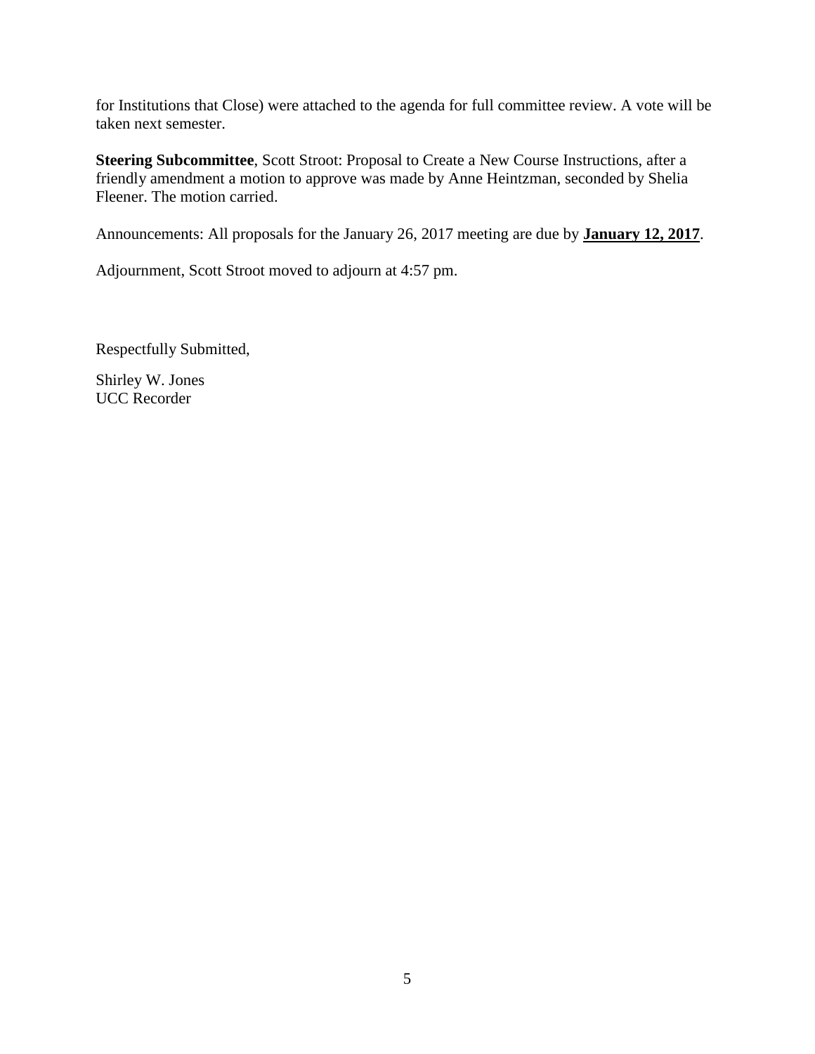for Institutions that Close) were attached to the agenda for full committee review. A vote will be taken next semester.

**Steering Subcommittee**, Scott Stroot: Proposal to Create a New Course Instructions, after a friendly amendment a motion to approve was made by Anne Heintzman, seconded by Shelia Fleener. The motion carried.

Announcements: All proposals for the January 26, 2017 meeting are due by **January 12, 2017**.

Adjournment, Scott Stroot moved to adjourn at 4:57 pm.

Respectfully Submitted,

Shirley W. Jones
UCC Recorder